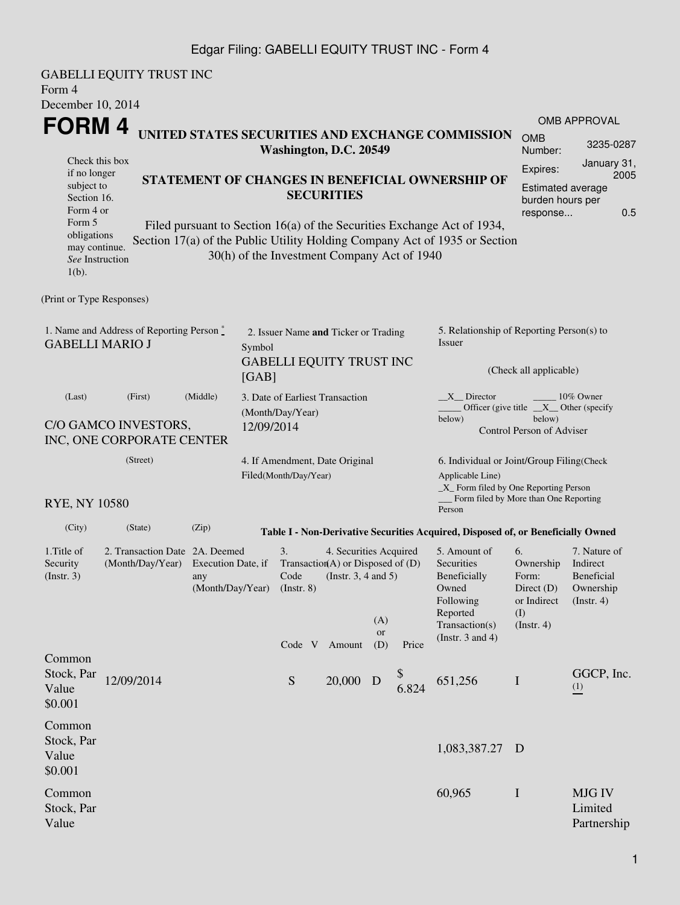GABELLI EQUITY TRUST INC
Form 4
December 10, 2014

# FORM 4

**UNITED STATES SECURITIES AND EXCHANGE COMMISSION**
**Washington, D.C. 20549**

| OMB APPROVAL | |
|---|---|
| OMB Number: | 3235-0287 |
| Expires: | January 31, 2005 |
| Estimated average burden hours per response... | 0.5 |

Check this box if no longer subject to Section 16. Form 4 or Form 5 obligations may continue. *See* Instruction 1(b).

## STATEMENT OF CHANGES IN BENEFICIAL OWNERSHIP OF SECURITIES

Filed pursuant to Section 16(a) of the Securities Exchange Act of 1934, Section 17(a) of the Public Utility Holding Company Act of 1935 or Section 30(h) of the Investment Company Act of 1940

(Print or Type Responses)

1. Name and Address of Reporting Person [*]
GABELLI MARIO J

(Last) (First) (Middle)

C/O GAMCO INVESTORS, INC, ONE CORPORATE CENTER

(Street)

RYE, NY 10580

(City) (State) (Zip)

2. Issuer Name **and** Ticker or Trading Symbol
GABELLI EQUITY TRUST INC [GAB]

3. Date of Earliest Transaction (Month/Day/Year)
12/09/2014

4. If Amendment, Date Original Filed(Month/Day/Year)

5. Relationship of Reporting Person(s) to Issuer

(Check all applicable)

\_\_X\_\_ Director \_\_\_\_\_ 10% Owner
\_\_\_\_\_ Officer (give title below) \_\_X\_\_ Other (specify below)
Control Person of Adviser

6. Individual or Joint/Group Filing(Check Applicable Line)
\_X\_ Form filed by One Reporting Person
\_\_\_ Form filed by More than One Reporting Person

**Table I - Non-Derivative Securities Acquired, Disposed of, or Beneficially Owned**

| 1.Title of Security (Instr. 3) | 2. Transaction Date (Month/Day/Year) | 2A. Deemed Execution Date, if any (Month/Day/Year) | 3. Transaction Code (Instr. 8) | | 4. Securities Acquired (A) or Disposed of (D) (Instr. 3, 4 and 5) | | | 5. Amount of Securities Beneficially Owned Following Reported Transaction(s) (Instr. 3 and 4) | 6. Ownership Form: Direct (D) or Indirect (I) (Instr. 4) | 7. Nature of Indirect Beneficial Ownership (Instr. 4) |
|---|---|---|---|---|---|---|---|---|---|---|
| | | | Code | V | Amount | (A) or (D) | Price | | | |
| Common Stock, Par Value $0.001 | 12/09/2014 | | S | | 20,000 | D | $ 6.824 | 651,256 | I | GGCP, Inc. [(1)] |
| Common Stock, Par Value $0.001 | | | | | | | | 1,083,387.27 | D | |
| Common Stock, Par Value | | | | | | | | 60,965 | I | MJG IV Limited Partnership |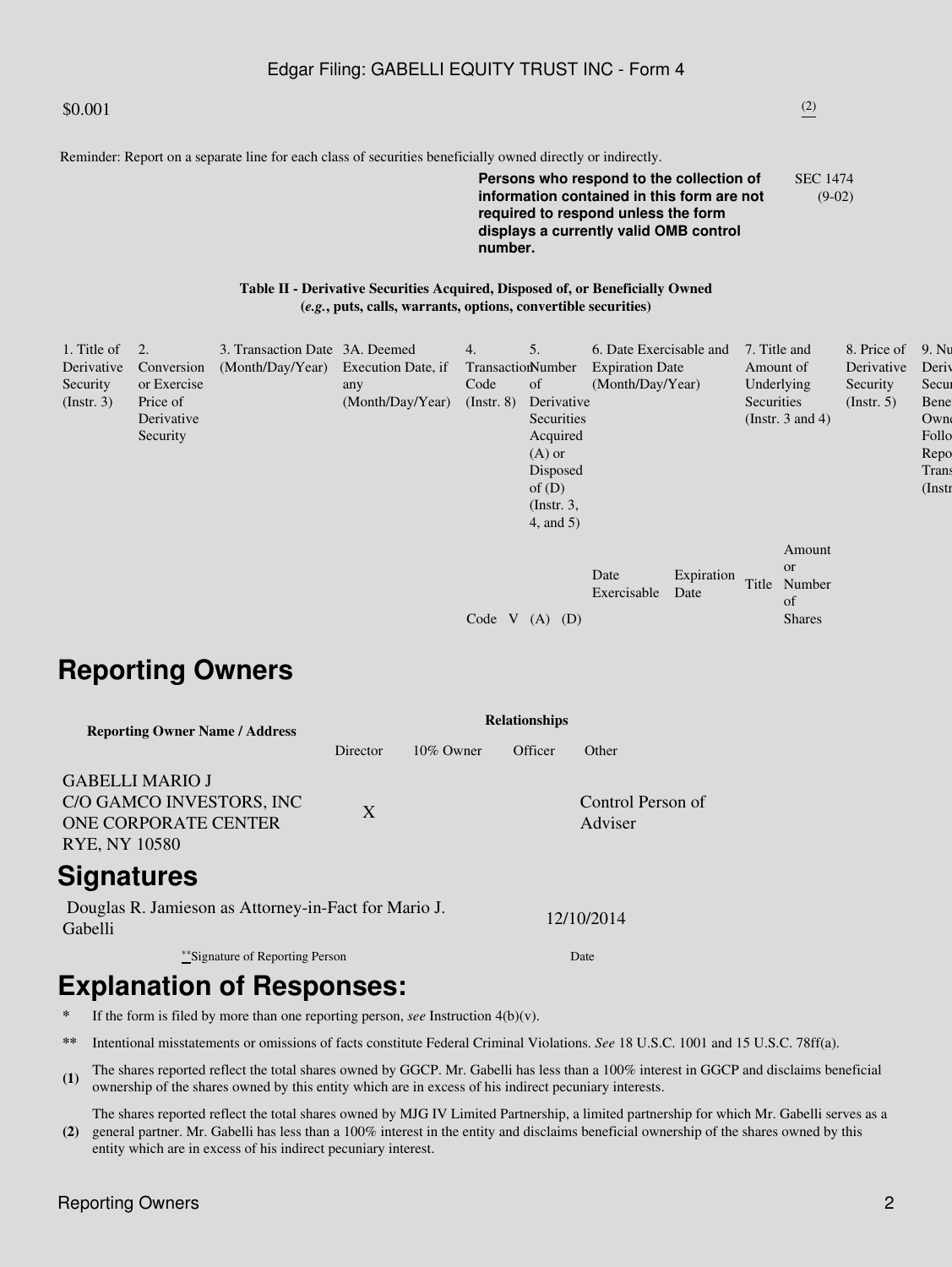$0.001 (2)

Reminder: Report on a separate line for each class of securities beneficially owned directly or indirectly.

**Persons who respond to the collection of information contained in this form are not required to respond unless the form displays a currently valid OMB control number.**

SEC 1474 (9-02)

**Table II - Derivative Securities Acquired, Disposed of, or Beneficially Owned (*e.g.*, puts, calls, warrants, options, convertible securities)**

| 1. Title of Derivative Security (Instr. 3) | 2. Conversion or Exercise Price of Derivative Security | 3. Transaction Date (Month/Day/Year) | 3A. Deemed Execution Date, if any (Month/Day/Year) | 4. Transaction Code (Instr. 8) | | 5. Number of Derivative Securities Acquired (A) or Disposed of (D) (Instr. 3, 4, and 5) | | 6. Date Exercisable and Expiration Date (Month/Day/Year) | | 7. Title and Amount of Underlying Securities (Instr. 3 and 4) | | 8. Price of Derivative Security (Instr. 5) | 9. Number of Derivative Securities Beneficially Owned Following Reported Transaction(s) (Instr. 4) |
|---|---|---|---|---|---|---|---|---|---|---|---|---|---|
| | | | | Code | V | (A) | (D) | Date Exercisable | Expiration Date | Title | Amount or Number of Shares | | |

## Reporting Owners

| Reporting Owner Name / Address | Relationships | | | |
|---|---|---|---|---|
| | Director | 10% Owner | Officer | Other |
| GABELLI MARIO J<br>C/O GAMCO INVESTORS, INC<br>ONE CORPORATE CENTER<br>RYE, NY 10580 | X | | | Control Person of Adviser |

## Signatures

| Douglas R. Jamieson as Attorney-in-Fact for Mario J. Gabelli | 12/10/2014 |
|---|---|
| **Signature of Reporting Person | Date |

## Explanation of Responses:

\* If the form is filed by more than one reporting person, *see* Instruction 4(b)(v).

** Intentional misstatements or omissions of facts constitute Federal Criminal Violations. *See* 18 U.S.C. 1001 and 15 U.S.C. 78ff(a).

**(1)** The shares reported reflect the total shares owned by GGCP. Mr. Gabelli has less than a 100% interest in GGCP and disclaims beneficial ownership of the shares owned by this entity which are in excess of his indirect pecuniary interests.

**(2)** The shares reported reflect the total shares owned by MJG IV Limited Partnership, a limited partnership for which Mr. Gabelli serves as a general partner. Mr. Gabelli has less than a 100% interest in the entity and disclaims beneficial ownership of the shares owned by this entity which are in excess of his indirect pecuniary interest.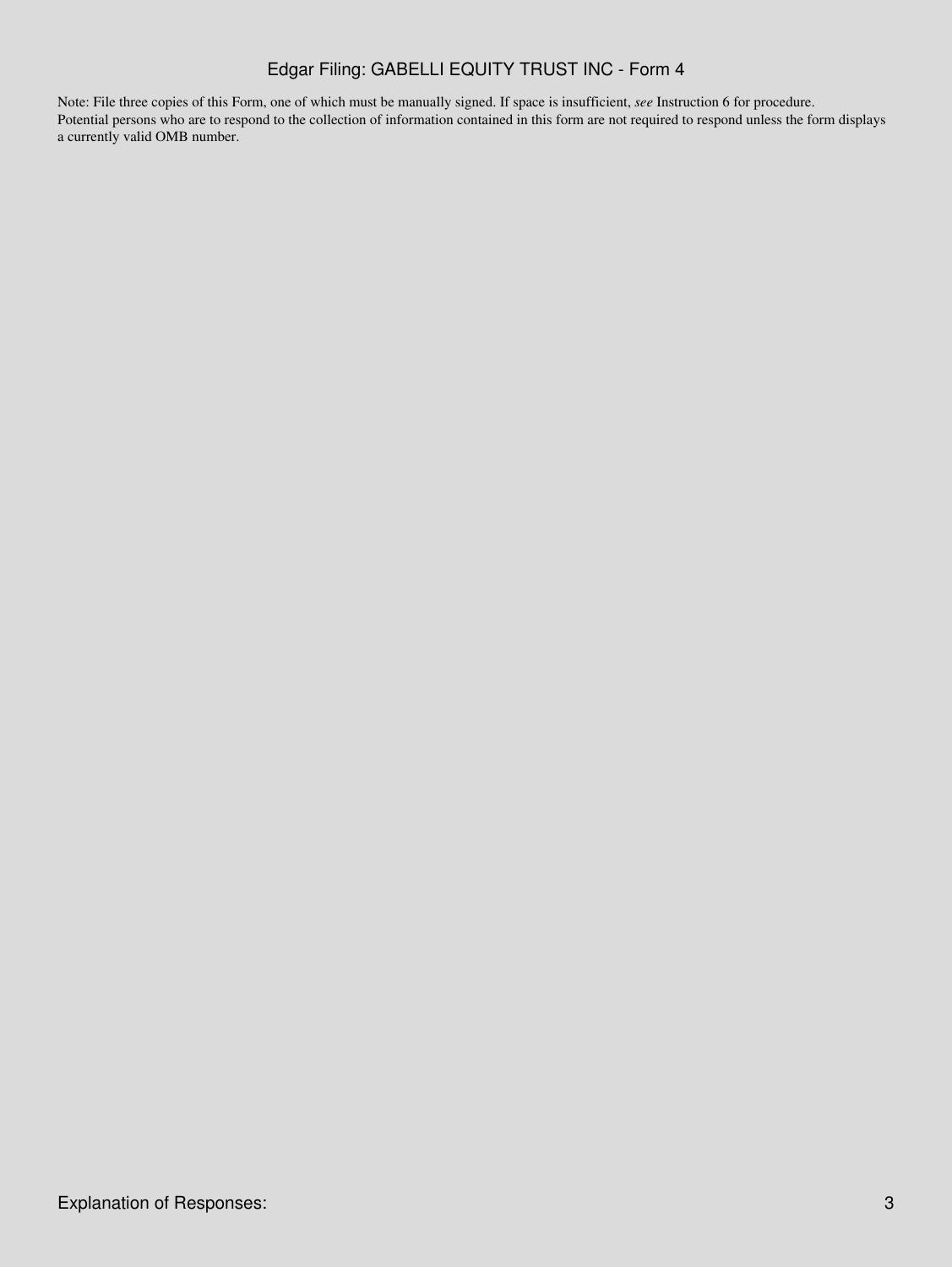Note: File three copies of this Form, one of which must be manually signed. If space is insufficient, *see* Instruction 6 for procedure.
Potential persons who are to respond to the collection of information contained in this form are not required to respond unless the form displays a currently valid OMB number.